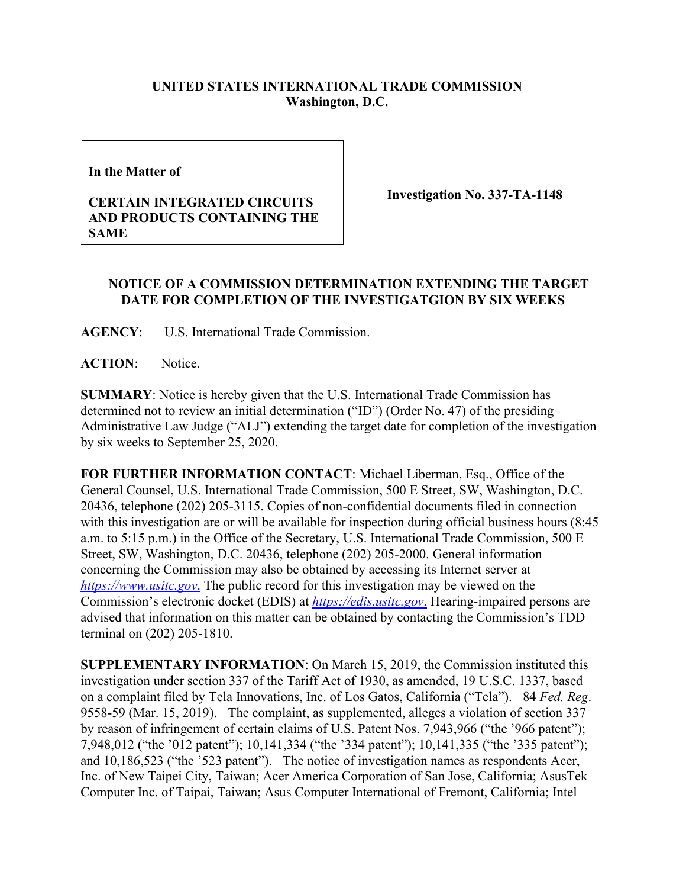**UNITED STATES INTERNATIONAL TRADE COMMISSION**
**Washington, D.C.**

| In the Matter of<br><br>**CERTAIN INTEGRATED CIRCUITS AND PRODUCTS CONTAINING THE SAME** | **Investigation No. 337-TA-1148** |
|---|---|

**NOTICE OF A COMMISSION DETERMINATION EXTENDING THE TARGET DATE FOR COMPLETION OF THE INVESTIGATGION BY SIX WEEKS**

**AGENCY**: U.S. International Trade Commission.

**ACTION**: Notice.

**SUMMARY**: Notice is hereby given that the U.S. International Trade Commission has determined not to review an initial determination ("ID") (Order No. 47) of the presiding Administrative Law Judge ("ALJ") extending the target date for completion of the investigation by six weeks to September 25, 2020.

**FOR FURTHER INFORMATION CONTACT**: Michael Liberman, Esq., Office of the General Counsel, U.S. International Trade Commission, 500 E Street, SW, Washington, D.C. 20436, telephone (202) 205-3115. Copies of non-confidential documents filed in connection with this investigation are or will be available for inspection during official business hours (8:45 a.m. to 5:15 p.m.) in the Office of the Secretary, U.S. International Trade Commission, 500 E Street, SW, Washington, D.C. 20436, telephone (202) 205-2000. General information concerning the Commission may also be obtained by accessing its Internet server at *https://www.usitc.gov*. The public record for this investigation may be viewed on the Commission's electronic docket (EDIS) at *https://edis.usitc.gov*. Hearing-impaired persons are advised that information on this matter can be obtained by contacting the Commission's TDD terminal on (202) 205-1810.

**SUPPLEMENTARY INFORMATION**: On March 15, 2019, the Commission instituted this investigation under section 337 of the Tariff Act of 1930, as amended, 19 U.S.C. 1337, based on a complaint filed by Tela Innovations, Inc. of Los Gatos, California ("Tela"). 84 *Fed. Reg*. 9558-59 (Mar. 15, 2019). The complaint, as supplemented, alleges a violation of section 337 by reason of infringement of certain claims of U.S. Patent Nos. 7,943,966 ("the '966 patent"); 7,948,012 ("the '012 patent"); 10,141,334 ("the '334 patent"); 10,141,335 ("the '335 patent"); and 10,186,523 ("the '523 patent"). The notice of investigation names as respondents Acer, Inc. of New Taipei City, Taiwan; Acer America Corporation of San Jose, California; AsusTek Computer Inc. of Taipai, Taiwan; Asus Computer International of Fremont, California; Intel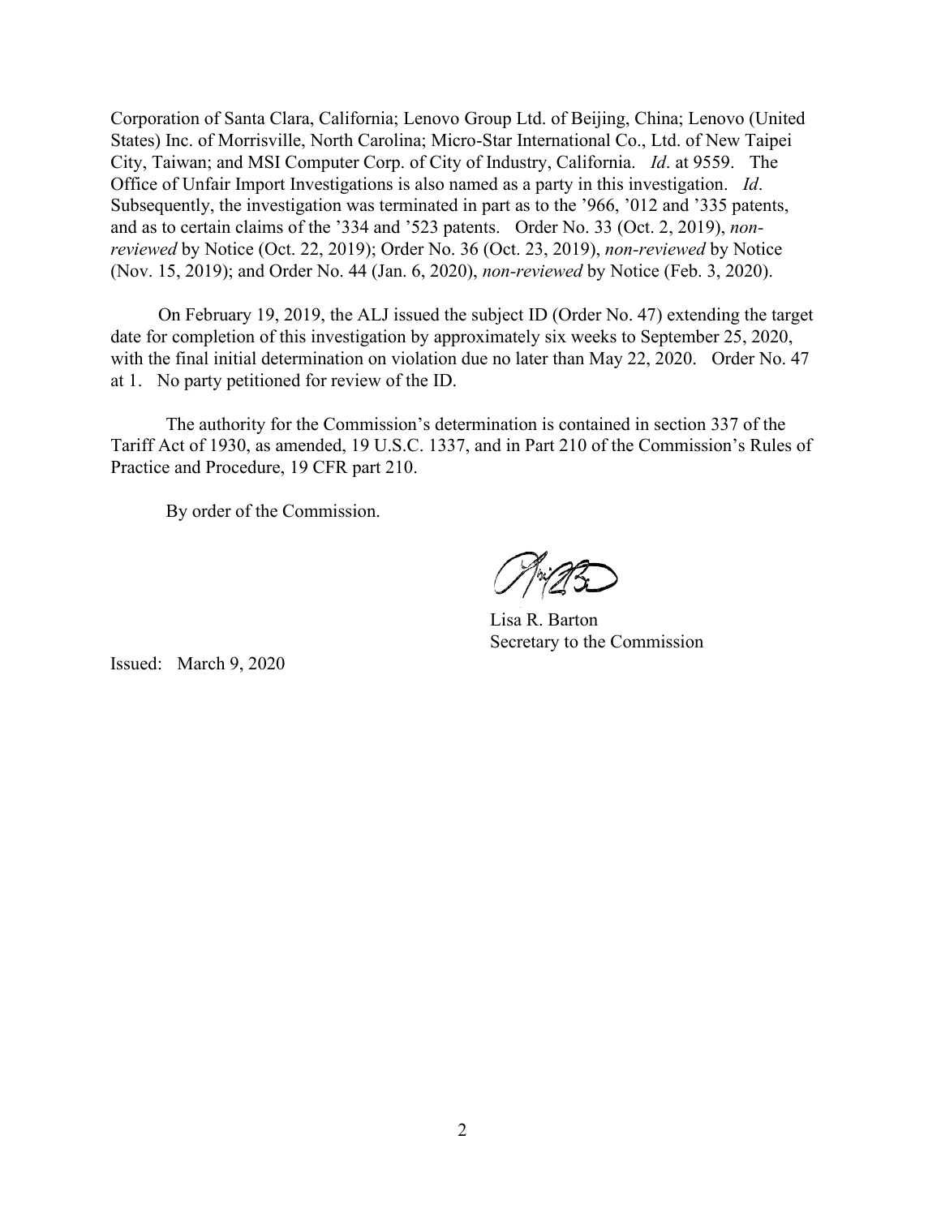Corporation of Santa Clara, California; Lenovo Group Ltd. of Beijing, China; Lenovo (United States) Inc. of Morrisville, North Carolina; Micro-Star International Co., Ltd. of New Taipei City, Taiwan; and MSI Computer Corp. of City of Industry, California. *Id*. at 9559. The Office of Unfair Import Investigations is also named as a party in this investigation. *Id*. Subsequently, the investigation was terminated in part as to the '966, '012 and '335 patents, and as to certain claims of the '334 and '523 patents. Order No. 33 (Oct. 2, 2019), *non-reviewed* by Notice (Oct. 22, 2019); Order No. 36 (Oct. 23, 2019), *non-reviewed* by Notice (Nov. 15, 2019); and Order No. 44 (Jan. 6, 2020), *non-reviewed* by Notice (Feb. 3, 2020).

On February 19, 2019, the ALJ issued the subject ID (Order No. 47) extending the target date for completion of this investigation by approximately six weeks to September 25, 2020, with the final initial determination on violation due no later than May 22, 2020. Order No. 47 at 1. No party petitioned for review of the ID.

The authority for the Commission's determination is contained in section 337 of the Tariff Act of 1930, as amended, 19 U.S.C. 1337, and in Part 210 of the Commission's Rules of Practice and Procedure, 19 CFR part 210.

By order of the Commission.

Lisa R. Barton
Secretary to the Commission

Issued: March 9, 2020